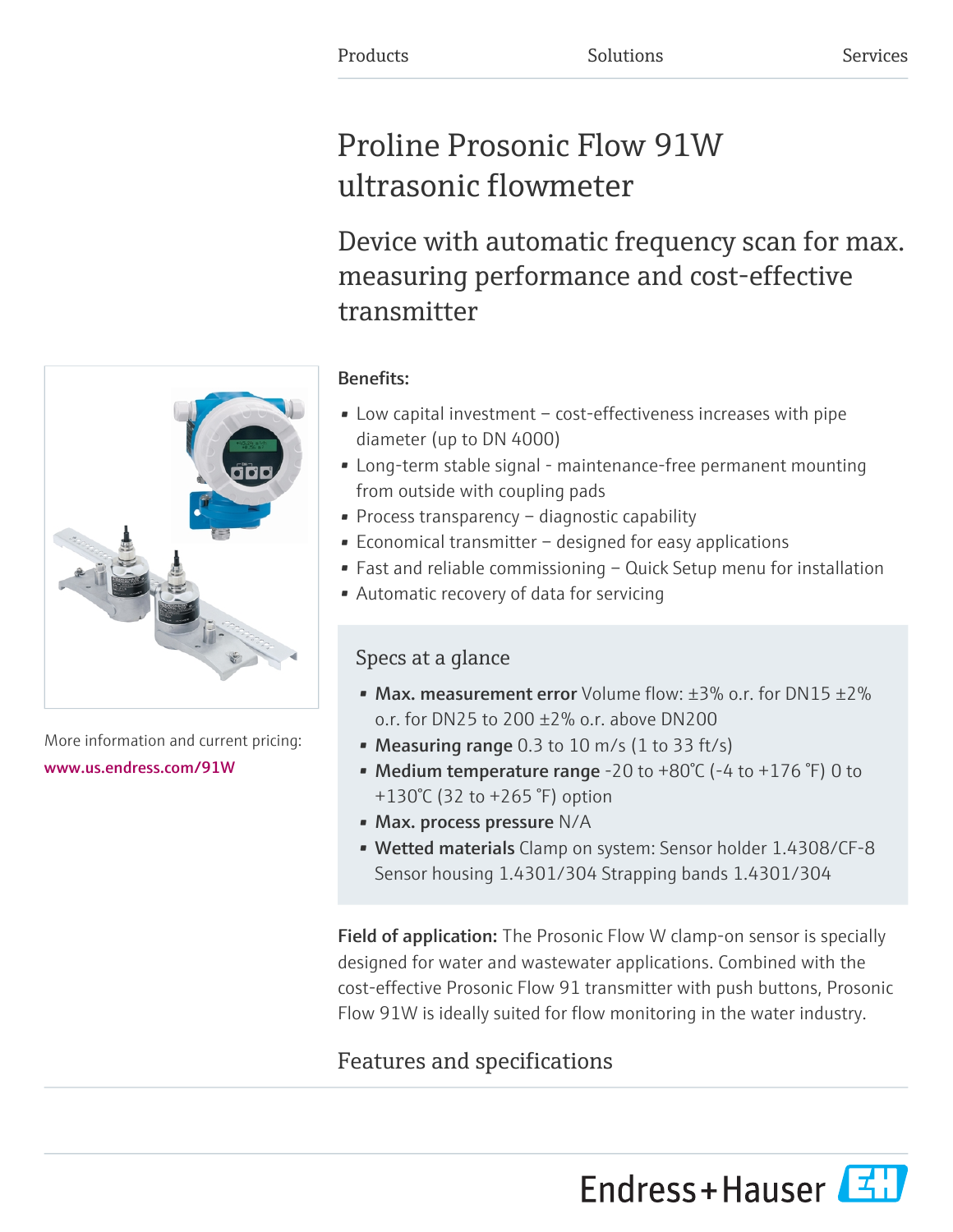Products Solutions Services

# Proline Prosonic Flow 91W ultrasonic flowmeter

## Device with automatic frequency scan for max. measuring performance and cost-effective transmitter

More information and current pricing:
www.us.endress.com/91W

**Benefits:**

- Low capital investment – cost-effectiveness increases with pipe diameter (up to DN 4000)
- Long-term stable signal - maintenance-free permanent mounting from outside with coupling pads
- Process transparency – diagnostic capability
- Economical transmitter – designed for easy applications
- Fast and reliable commissioning – Quick Setup menu for installation
- Automatic recovery of data for servicing

### Specs at a glance

- **Max. measurement error** Volume flow: ±3% o.r. for DN15 ±2% o.r. for DN25 to 200 ±2% o.r. above DN200
- **Measuring range** 0.3 to 10 m/s (1 to 33 ft/s)
- **Medium temperature range** -20 to +80°C (-4 to +176 °F) 0 to +130°C (32 to +265 °F) option
- **Max. process pressure** N/A
- **Wetted materials** Clamp on system: Sensor holder 1.4308/CF-8 Sensor housing 1.4301/304 Strapping bands 1.4301/304

**Field of application:** The Prosonic Flow W clamp-on sensor is specially designed for water and wastewater applications. Combined with the cost-effective Prosonic Flow 91 transmitter with push buttons, Prosonic Flow 91W is ideally suited for flow monitoring in the water industry.

## Features and specifications

Endress+Hauser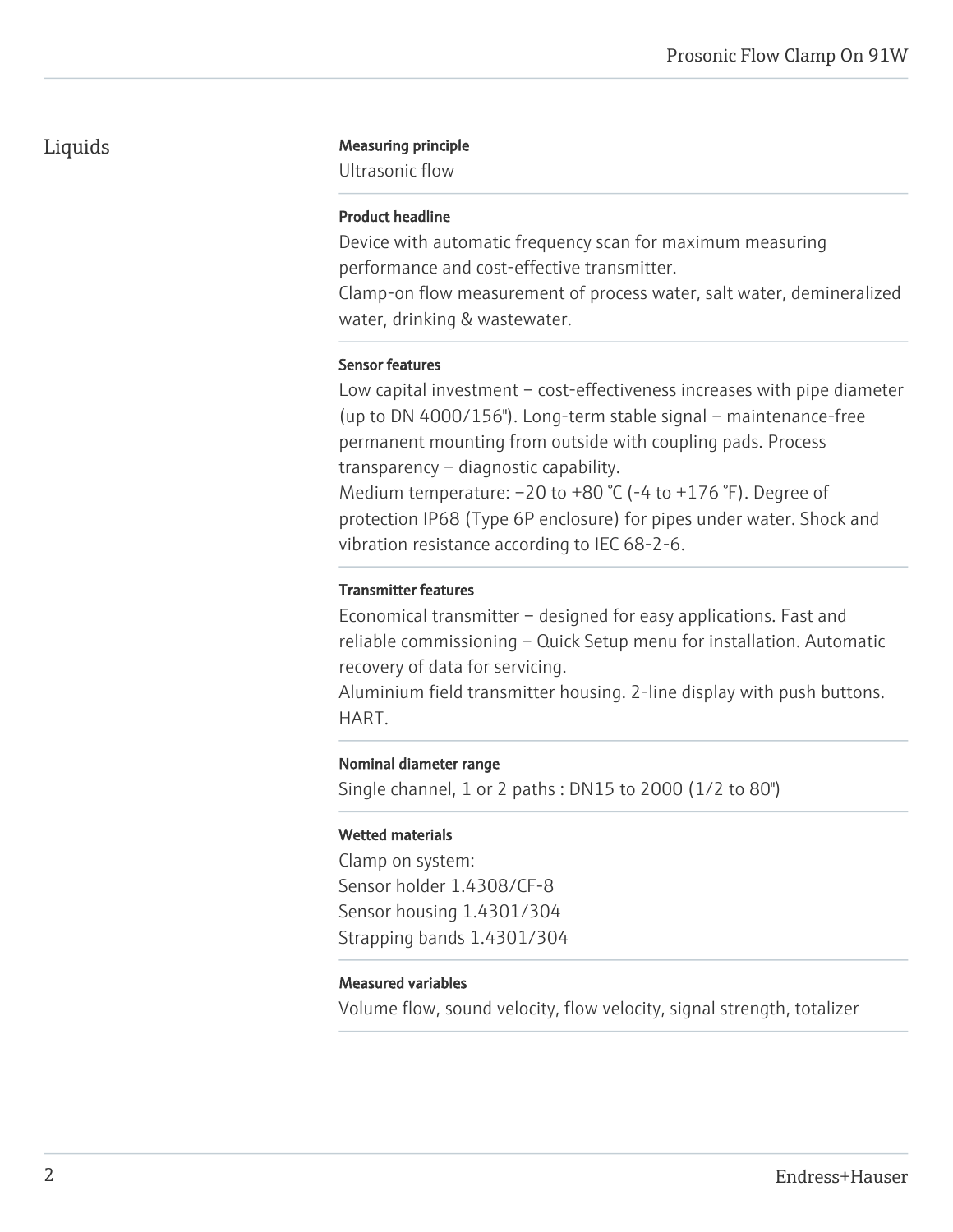## Liquids

**Measuring principle**

Ultrasonic flow

**Product headline**

Device with automatic frequency scan for maximum measuring performance and cost-effective transmitter.
Clamp-on flow measurement of process water, salt water, demineralized water, drinking & wastewater.

**Sensor features**

Low capital investment – cost-effectiveness increases with pipe diameter (up to DN 4000/156"). Long-term stable signal – maintenance-free permanent mounting from outside with coupling pads. Process transparency – diagnostic capability.
Medium temperature: –20 to +80 °C (-4 to +176 °F). Degree of protection IP68 (Type 6P enclosure) for pipes under water. Shock and vibration resistance according to IEC 68-2-6.

**Transmitter features**

Economical transmitter – designed for easy applications. Fast and reliable commissioning – Quick Setup menu for installation. Automatic recovery of data for servicing.
Aluminium field transmitter housing. 2-line display with push buttons. HART.

**Nominal diameter range**

Single channel, 1 or 2 paths : DN15 to 2000 (1/2 to 80")

**Wetted materials**

Clamp on system:
Sensor holder 1.4308/CF-8
Sensor housing 1.4301/304
Strapping bands 1.4301/304

**Measured variables**

Volume flow, sound velocity, flow velocity, signal strength, totalizer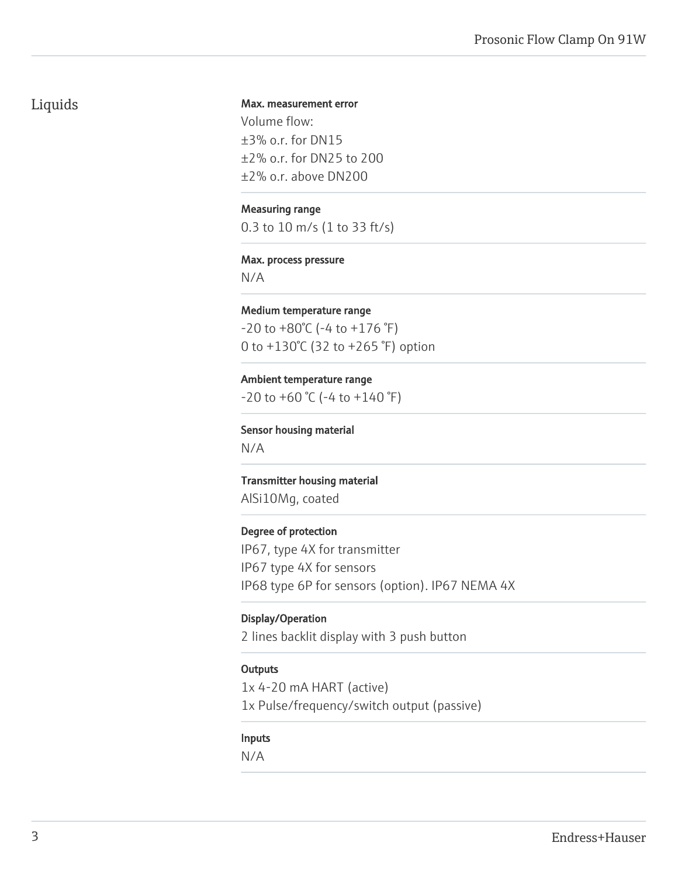## Liquids

**Max. measurement error**

Volume flow:
±3% o.r. for DN15
±2% o.r. for DN25 to 200
±2% o.r. above DN200

**Measuring range**

0.3 to 10 m/s (1 to 33 ft/s)

**Max. process pressure**

N/A

**Medium temperature range**

-20 to +80°C (-4 to +176 °F)
0 to +130°C (32 to +265 °F) option

**Ambient temperature range**

-20 to +60 °C (-4 to +140 °F)

**Sensor housing material**

N/A

**Transmitter housing material**

AlSi10Mg, coated

**Degree of protection**

IP67, type 4X for transmitter
IP67 type 4X for sensors
IP68 type 6P for sensors (option). IP67 NEMA 4X

**Display/Operation**

2 lines backlit display with 3 push button

**Outputs**

1x 4-20 mA HART (active)
1x Pulse/frequency/switch output (passive)

**Inputs**

N/A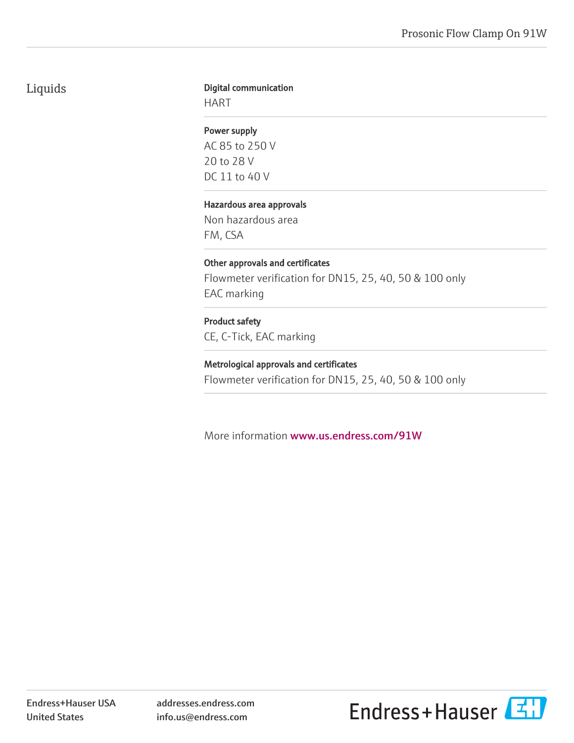## Liquids

**Digital communication**

HART

**Power supply**

AC 85 to 250 V

20 to 28 V

DC 11 to 40 V

**Hazardous area approvals**

Non hazardous area

FM, CSA

**Other approvals and certificates**

Flowmeter verification for DN15, 25, 40, 50 & 100 only

EAC marking

**Product safety**

CE, C-Tick, EAC marking

**Metrological approvals and certificates**

Flowmeter verification for DN15, 25, 40, 50 & 100 only

More information **www.us.endress.com/91W**

Endress+Hauser USA
United States

addresses.endress.com
info.us@endress.com